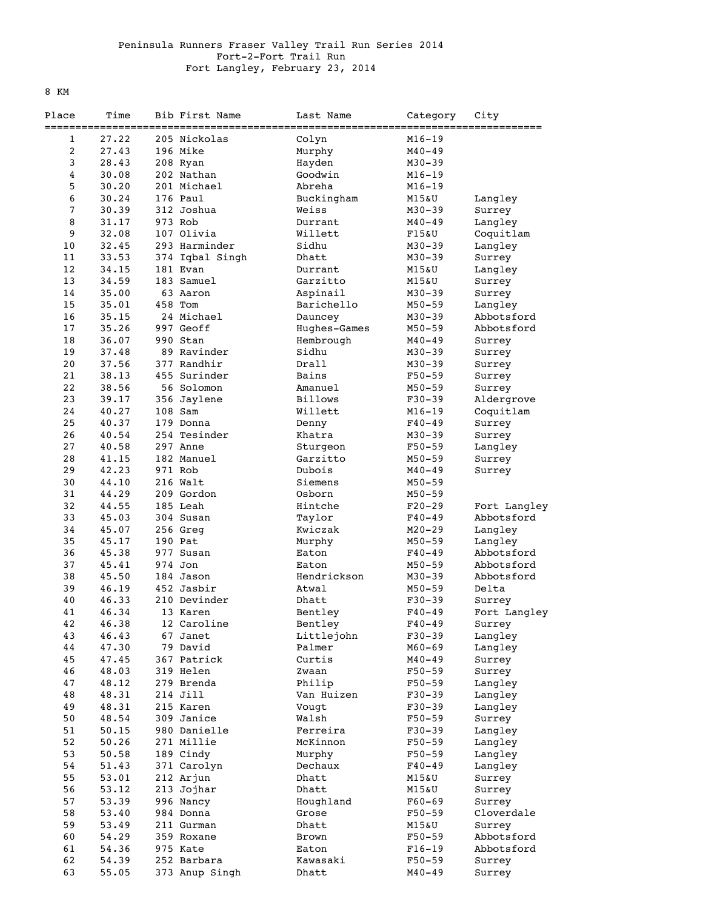Peninsula Runners Fraser Valley Trail Run Series 2014
Fort-2-Fort Trail Run
Fort Langley, February 23, 2014

8 KM

| Place | Time | Bib | First Name | Last Name | Category | City |
|---|---|---|---|---|---|---|
| 1 | 27.22 | 205 | Nickolas | Colyn | M16-19 | |
| 2 | 27.43 | 196 | Mike | Murphy | M40-49 | |
| 3 | 28.43 | 208 | Ryan | Hayden | M30-39 | |
| 4 | 30.08 | 202 | Nathan | Goodwin | M16-19 | |
| 5 | 30.20 | 201 | Michael | Abreha | M16-19 | |
| 6 | 30.24 | 176 | Paul | Buckingham | M15&U | Langley |
| 7 | 30.39 | 312 | Joshua | Weiss | M30-39 | Surrey |
| 8 | 31.17 | 973 | Rob | Durrant | M40-49 | Langley |
| 9 | 32.08 | 107 | Olivia | Willett | F15&U | Coquitlam |
| 10 | 32.45 | 293 | Harminder | Sidhu | M30-39 | Langley |
| 11 | 33.53 | 374 | Iqbal Singh | Dhatt | M30-39 | Surrey |
| 12 | 34.15 | 181 | Evan | Durrant | M15&U | Langley |
| 13 | 34.59 | 183 | Samuel | Garzitto | M15&U | Surrey |
| 14 | 35.00 | 63 | Aaron | Aspinail | M30-39 | Surrey |
| 15 | 35.01 | 458 | Tom | Barichello | M50-59 | Langley |
| 16 | 35.15 | 24 | Michael | Dauncey | M30-39 | Abbotsford |
| 17 | 35.26 | 997 | Geoff | Hughes-Games | M50-59 | Abbotsford |
| 18 | 36.07 | 990 | Stan | Hembrough | M40-49 | Surrey |
| 19 | 37.48 | 89 | Ravinder | Sidhu | M30-39 | Surrey |
| 20 | 37.56 | 377 | Randhir | Drall | M30-39 | Surrey |
| 21 | 38.13 | 455 | Surinder | Bains | F50-59 | Surrey |
| 22 | 38.56 | 56 | Solomon | Amanuel | M50-59 | Surrey |
| 23 | 39.17 | 356 | Jaylene | Billows | F30-39 | Aldergrove |
| 24 | 40.27 | 108 | Sam | Willett | M16-19 | Coquitlam |
| 25 | 40.37 | 179 | Donna | Denny | F40-49 | Surrey |
| 26 | 40.54 | 254 | Tesinder | Khatra | M30-39 | Surrey |
| 27 | 40.58 | 297 | Anne | Sturgeon | F50-59 | Langley |
| 28 | 41.15 | 182 | Manuel | Garzitto | M50-59 | Surrey |
| 29 | 42.23 | 971 | Rob | Dubois | M40-49 | Surrey |
| 30 | 44.10 | 216 | Walt | Siemens | M50-59 | |
| 31 | 44.29 | 209 | Gordon | Osborn | M50-59 | |
| 32 | 44.55 | 185 | Leah | Hintche | F20-29 | Fort Langley |
| 33 | 45.03 | 304 | Susan | Taylor | F40-49 | Abbotsford |
| 34 | 45.07 | 256 | Greg | Kwiczak | M20-29 | Langley |
| 35 | 45.17 | 190 | Pat | Murphy | M50-59 | Langley |
| 36 | 45.38 | 977 | Susan | Eaton | F40-49 | Abbotsford |
| 37 | 45.41 | 974 | Jon | Eaton | M50-59 | Abbotsford |
| 38 | 45.50 | 184 | Jason | Hendrickson | M30-39 | Abbotsford |
| 39 | 46.19 | 452 | Jasbir | Atwal | M50-59 | Delta |
| 40 | 46.33 | 210 | Devinder | Dhatt | F30-39 | Surrey |
| 41 | 46.34 | 13 | Karen | Bentley | F40-49 | Fort Langley |
| 42 | 46.38 | 12 | Caroline | Bentley | F40-49 | Surrey |
| 43 | 46.43 | 67 | Janet | Littlejohn | F30-39 | Langley |
| 44 | 47.30 | 79 | David | Palmer | M60-69 | Langley |
| 45 | 47.45 | 367 | Patrick | Curtis | M40-49 | Surrey |
| 46 | 48.03 | 319 | Helen | Zwaan | F50-59 | Surrey |
| 47 | 48.12 | 279 | Brenda | Philip | F50-59 | Langley |
| 48 | 48.31 | 214 | Jill | Van Huizen | F30-39 | Langley |
| 49 | 48.31 | 215 | Karen | Vougt | F30-39 | Langley |
| 50 | 48.54 | 309 | Janice | Walsh | F50-59 | Surrey |
| 51 | 50.15 | 980 | Danielle | Ferreira | F30-39 | Langley |
| 52 | 50.26 | 271 | Millie | McKinnon | F50-59 | Langley |
| 53 | 50.58 | 189 | Cindy | Murphy | F50-59 | Langley |
| 54 | 51.43 | 371 | Carolyn | Dechaux | F40-49 | Langley |
| 55 | 53.01 | 212 | Arjun | Dhatt | M15&U | Surrey |
| 56 | 53.12 | 213 | Jojhar | Dhatt | M15&U | Surrey |
| 57 | 53.39 | 996 | Nancy | Houghland | F60-69 | Surrey |
| 58 | 53.40 | 984 | Donna | Grose | F50-59 | Cloverdale |
| 59 | 53.49 | 211 | Gurman | Dhatt | M15&U | Surrey |
| 60 | 54.29 | 359 | Roxane | Brown | F50-59 | Abbotsford |
| 61 | 54.36 | 975 | Kate | Eaton | F16-19 | Abbotsford |
| 62 | 54.39 | 252 | Barbara | Kawasaki | F50-59 | Surrey |
| 63 | 55.05 | 373 | Anup Singh | Dhatt | M40-49 | Surrey |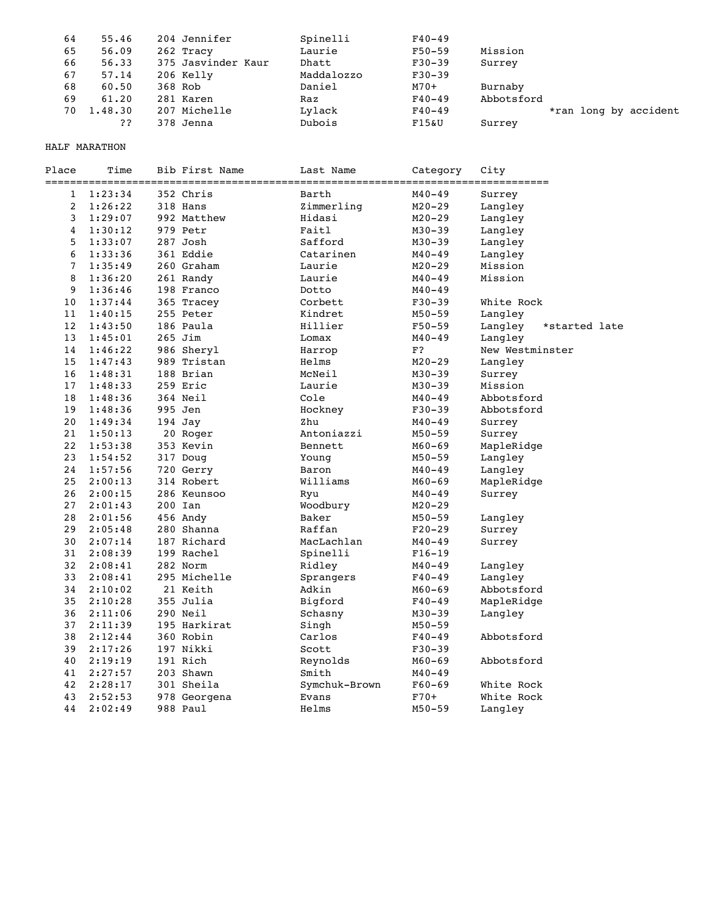| | | | | | | | |
|---|---|---|---|---|---|---|---|
| 64 | 55.46 | 204 | Jennifer | Spinelli | F40-49 | | |
| 65 | 56.09 | 262 | Tracy | Laurie | F50-59 | Mission | |
| 66 | 56.33 | 375 | Jasvinder Kaur | Dhatt | F30-39 | Surrey | |
| 67 | 57.14 | 206 | Kelly | Maddalozzo | F30-39 | | |
| 68 | 60.50 | 368 | Rob | Daniel | M70+ | Burnaby | |
| 69 | 61.20 | 281 | Karen | Raz | F40-49 | Abbotsford | |
| 70 | 1.48.30 | 207 | Michelle | Lylack | F40-49 | | *ran long by accident |
| | ?? | 378 | Jenna | Dubois | F15&U | Surrey | |

HALF MARATHON

| Place | Time | Bib | First Name | Last Name | Category | City | |
|---|---|---|---|---|---|---|---|
| 1 | 1:23:34 | 352 | Chris | Barth | M40-49 | Surrey | |
| 2 | 1:26:22 | 318 | Hans | Zimmerling | M20-29 | Langley | |
| 3 | 1:29:07 | 992 | Matthew | Hidasi | M20-29 | Langley | |
| 4 | 1:30:12 | 979 | Petr | Faitl | M30-39 | Langley | |
| 5 | 1:33:07 | 287 | Josh | Safford | M30-39 | Langley | |
| 6 | 1:33:36 | 361 | Eddie | Catarinen | M40-49 | Langley | |
| 7 | 1:35:49 | 260 | Graham | Laurie | M20-29 | Mission | |
| 8 | 1:36:20 | 261 | Randy | Laurie | M40-49 | Mission | |
| 9 | 1:36:46 | 198 | Franco | Dotto | M40-49 | | |
| 10 | 1:37:44 | 365 | Tracey | Corbett | F30-39 | White Rock | |
| 11 | 1:40:15 | 255 | Peter | Kindret | M50-59 | Langley | |
| 12 | 1:43:50 | 186 | Paula | Hillier | F50-59 | Langley | *started late |
| 13 | 1:45:01 | 265 | Jim | Lomax | M40-49 | Langley | |
| 14 | 1:46:22 | 986 | Sheryl | Harrop | F? | New Westminster | |
| 15 | 1:47:43 | 989 | Tristan | Helms | M20-29 | Langley | |
| 16 | 1:48:31 | 188 | Brian | McNeil | M30-39 | Surrey | |
| 17 | 1:48:33 | 259 | Eric | Laurie | M30-39 | Mission | |
| 18 | 1:48:36 | 364 | Neil | Cole | M40-49 | Abbotsford | |
| 19 | 1:48:36 | 995 | Jen | Hockney | F30-39 | Abbotsford | |
| 20 | 1:49:34 | 194 | Jay | Zhu | M40-49 | Surrey | |
| 21 | 1:50:13 | 20 | Roger | Antoniazzi | M50-59 | Surrey | |
| 22 | 1:53:38 | 353 | Kevin | Bennett | M60-69 | MapleRidge | |
| 23 | 1:54:52 | 317 | Doug | Young | M50-59 | Langley | |
| 24 | 1:57:56 | 720 | Gerry | Baron | M40-49 | Langley | |
| 25 | 2:00:13 | 314 | Robert | Williams | M60-69 | MapleRidge | |
| 26 | 2:00:15 | 286 | Keunsoo | Ryu | M40-49 | Surrey | |
| 27 | 2:01:43 | 200 | Ian | Woodbury | M20-29 | | |
| 28 | 2:01:56 | 456 | Andy | Baker | M50-59 | Langley | |
| 29 | 2:05:48 | 280 | Shanna | Raffan | F20-29 | Surrey | |
| 30 | 2:07:14 | 187 | Richard | MacLachlan | M40-49 | Surrey | |
| 31 | 2:08:39 | 199 | Rachel | Spinelli | F16-19 | | |
| 32 | 2:08:41 | 282 | Norm | Ridley | M40-49 | Langley | |
| 33 | 2:08:41 | 295 | Michelle | Sprangers | F40-49 | Langley | |
| 34 | 2:10:02 | 21 | Keith | Adkin | M60-69 | Abbotsford | |
| 35 | 2:10:28 | 355 | Julia | Bigford | F40-49 | MapleRidge | |
| 36 | 2:11:06 | 290 | Neil | Schasny | M30-39 | Langley | |
| 37 | 2:11:39 | 195 | Harkirat | Singh | M50-59 | | |
| 38 | 2:12:44 | 360 | Robin | Carlos | F40-49 | Abbotsford | |
| 39 | 2:17:26 | 197 | Nikki | Scott | F30-39 | | |
| 40 | 2:19:19 | 191 | Rich | Reynolds | M60-69 | Abbotsford | |
| 41 | 2:27:57 | 203 | Shawn | Smith | M40-49 | | |
| 42 | 2:28:17 | 301 | Sheila | Symchuk-Brown | F60-69 | White Rock | |
| 43 | 2:52:53 | 978 | Georgena | Evans | F70+ | White Rock | |
| 44 | 2:02:49 | 988 | Paul | Helms | M50-59 | Langley | |